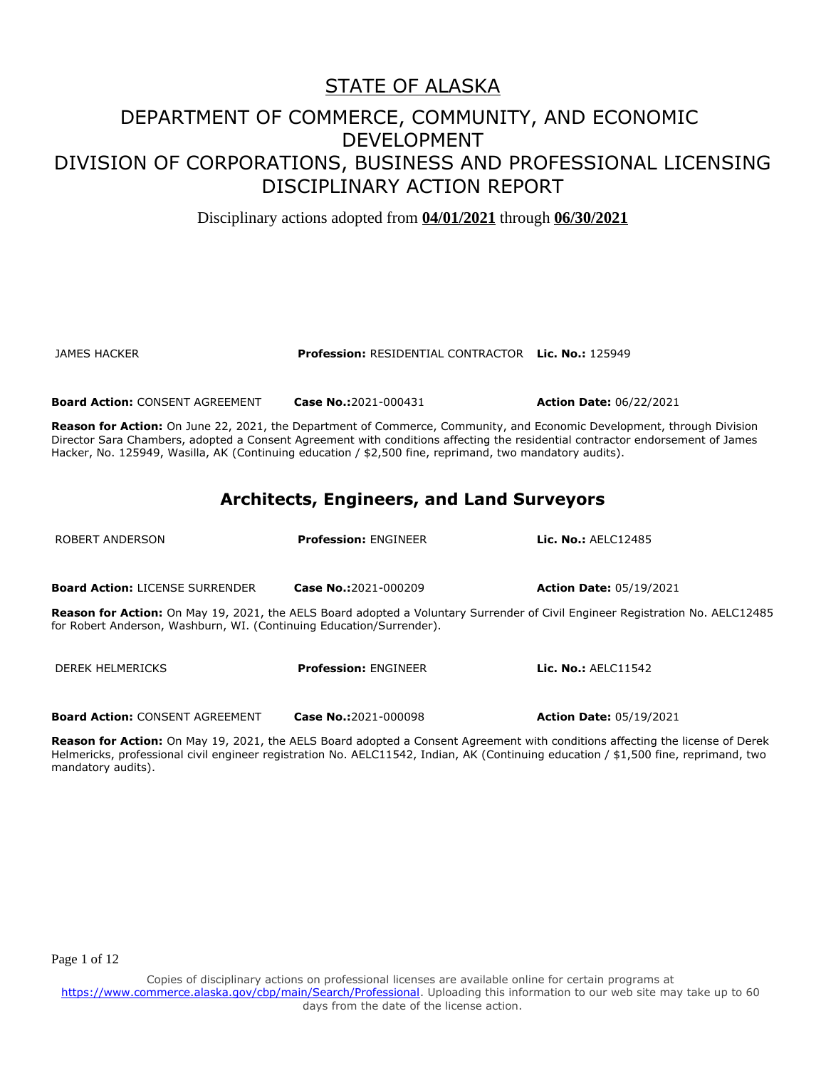# STATE OF ALASKA

## DEPARTMENT OF COMMERCE, COMMUNITY, AND ECONOMIC DEVELOPMENT
## DIVISION OF CORPORATIONS, BUSINESS AND PROFESSIONAL LICENSING
## DISCIPLINARY ACTION REPORT

Disciplinary actions adopted from **04/01/2021** through **06/30/2021**

JAMES HACKER **Profession:** RESIDENTIAL CONTRACTOR **Lic. No.:** 125949

**Board Action:** CONSENT AGREEMENT **Case No.:**2021-000431 **Action Date:** 06/22/2021

**Reason for Action:** On June 22, 2021, the Department of Commerce, Community, and Economic Development, through Division Director Sara Chambers, adopted a Consent Agreement with conditions affecting the residential contractor endorsement of James Hacker, No. 125949, Wasilla, AK (Continuing education / $2,500 fine, reprimand, two mandatory audits).

### Architects, Engineers, and Land Surveyors

ROBERT ANDERSON **Profession:** ENGINEER **Lic. No.:** AELC12485

**Board Action:** LICENSE SURRENDER **Case No.:**2021-000209 **Action Date:** 05/19/2021

**Reason for Action:** On May 19, 2021, the AELS Board adopted a Voluntary Surrender of Civil Engineer Registration No. AELC12485 for Robert Anderson, Washburn, WI. (Continuing Education/Surrender).

DEREK HELMERICKS **Profession:** ENGINEER **Lic. No.:** AELC11542

**Board Action:** CONSENT AGREEMENT **Case No.:**2021-000098 **Action Date:** 05/19/2021

**Reason for Action:** On May 19, 2021, the AELS Board adopted a Consent Agreement with conditions affecting the license of Derek Helmericks, professional civil engineer registration No. AELC11542, Indian, AK (Continuing education / $1,500 fine, reprimand, two mandatory audits).

Copies of disciplinary actions on professional licenses are available online for certain programs at https://www.commerce.alaska.gov/cbp/main/Search/Professional. Uploading this information to our web site may take up to 60 days from the date of the license action.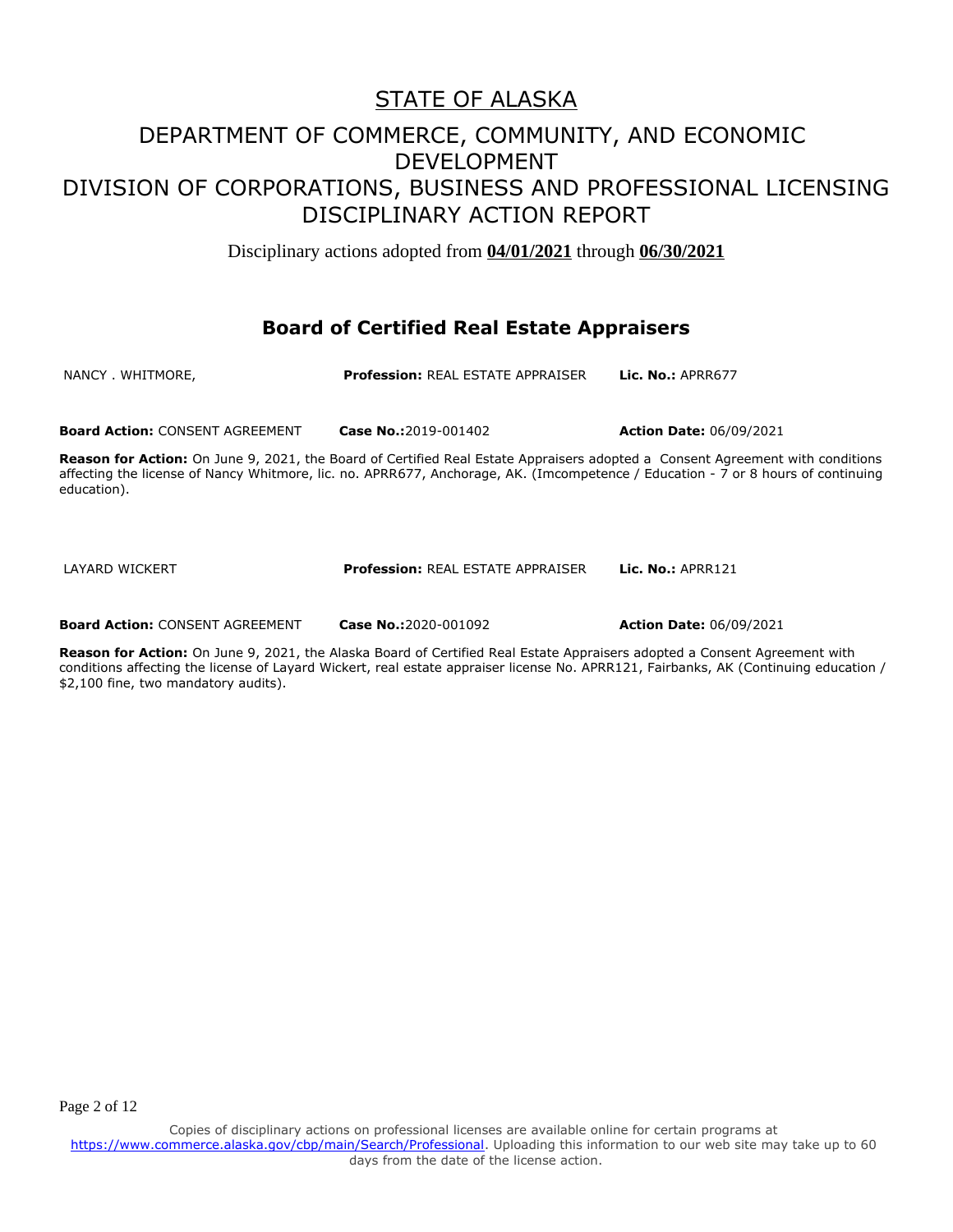# STATE OF ALASKA

## DEPARTMENT OF COMMERCE, COMMUNITY, AND ECONOMIC DEVELOPMENT
## DIVISION OF CORPORATIONS, BUSINESS AND PROFESSIONAL LICENSING
## DISCIPLINARY ACTION REPORT

Disciplinary actions adopted from **04/01/2021** through **06/30/2021**

### Board of Certified Real Estate Appraisers

NANCY . WHITMORE, **Profession:** REAL ESTATE APPRAISER **Lic. No.:** APRR677

**Board Action:** CONSENT AGREEMENT **Case No.:**2019-001402 **Action Date:** 06/09/2021

**Reason for Action:** On June 9, 2021, the Board of Certified Real Estate Appraisers adopted a Consent Agreement with conditions affecting the license of Nancy Whitmore, lic. no. APRR677, Anchorage, AK. (Imcompetence / Education - 7 or 8 hours of continuing education).

LAYARD WICKERT **Profession:** REAL ESTATE APPRAISER **Lic. No.:** APRR121

**Board Action:** CONSENT AGREEMENT **Case No.:**2020-001092 **Action Date:** 06/09/2021

**Reason for Action:** On June 9, 2021, the Alaska Board of Certified Real Estate Appraisers adopted a Consent Agreement with conditions affecting the license of Layard Wickert, real estate appraiser license No. APRR121, Fairbanks, AK (Continuing education / $2,100 fine, two mandatory audits).

Copies of disciplinary actions on professional licenses are available online for certain programs at https://www.commerce.alaska.gov/cbp/main/Search/Professional. Uploading this information to our web site may take up to 60 days from the date of the license action.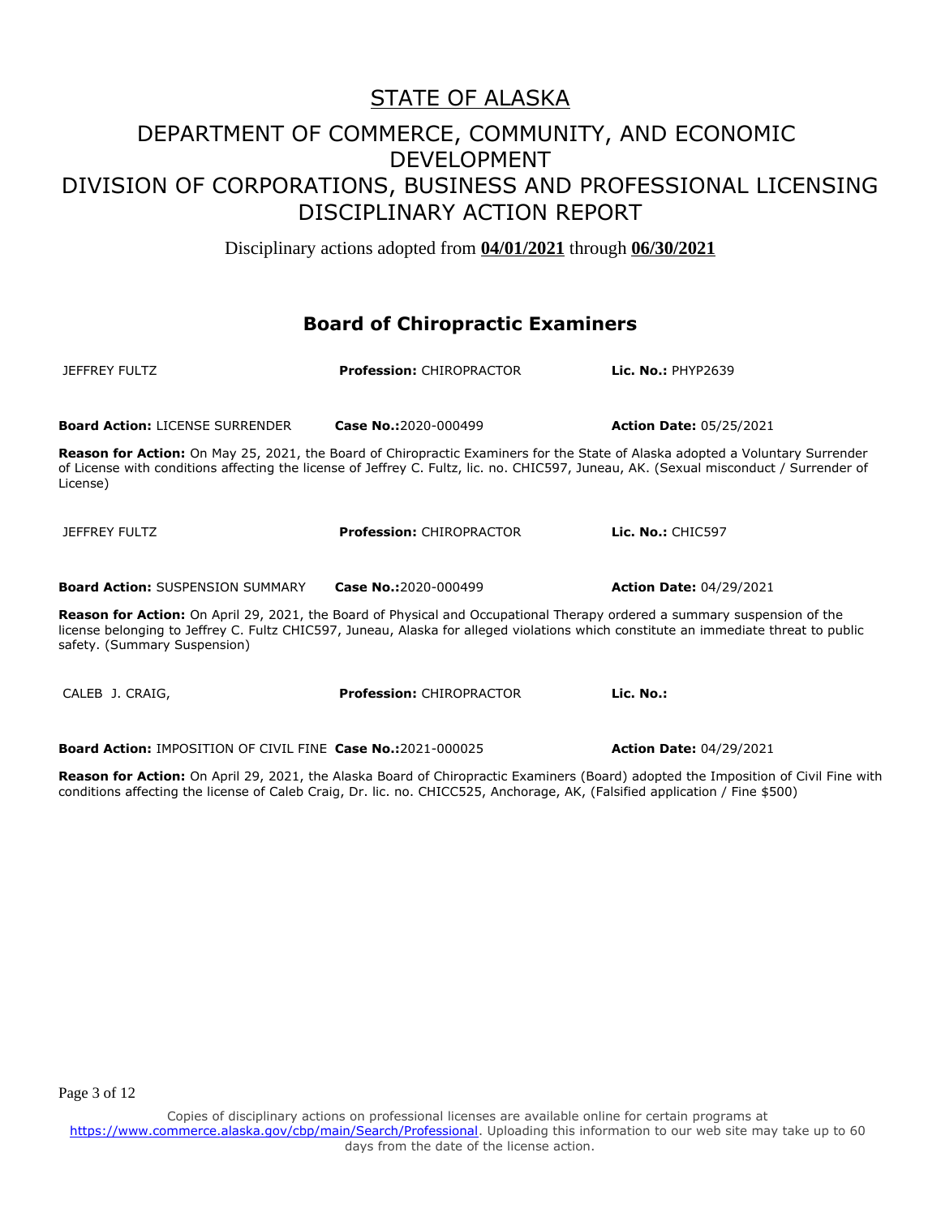# STATE OF ALASKA

## DEPARTMENT OF COMMERCE, COMMUNITY, AND ECONOMIC DEVELOPMENT
## DIVISION OF CORPORATIONS, BUSINESS AND PROFESSIONAL LICENSING
## DISCIPLINARY ACTION REPORT

Disciplinary actions adopted from **04/01/2021** through **06/30/2021**

### Board of Chiropractic Examiners

JEFFREY FULTZ **Profession:** CHIROPRACTOR **Lic. No.:** PHYP2639

**Board Action:** LICENSE SURRENDER **Case No.:**2020-000499 **Action Date:** 05/25/2021

**Reason for Action:** On May 25, 2021, the Board of Chiropractic Examiners for the State of Alaska adopted a Voluntary Surrender of License with conditions affecting the license of Jeffrey C. Fultz, lic. no. CHIC597, Juneau, AK. (Sexual misconduct / Surrender of License)

JEFFREY FULTZ **Profession:** CHIROPRACTOR **Lic. No.:** CHIC597

**Board Action:** SUSPENSION SUMMARY **Case No.:**2020-000499 **Action Date:** 04/29/2021

**Reason for Action:** On April 29, 2021, the Board of Physical and Occupational Therapy ordered a summary suspension of the license belonging to Jeffrey C. Fultz CHIC597, Juneau, Alaska for alleged violations which constitute an immediate threat to public safety. (Summary Suspension)

CALEB J. CRAIG, **Profession:** CHIROPRACTOR **Lic. No.:**

**Board Action:** IMPOSITION OF CIVIL FINE **Case No.:**2021-000025 **Action Date:** 04/29/2021

**Reason for Action:** On April 29, 2021, the Alaska Board of Chiropractic Examiners (Board) adopted the Imposition of Civil Fine with conditions affecting the license of Caleb Craig, Dr. lic. no. CHICC525, Anchorage, AK, (Falsified application / Fine $500)

Copies of disciplinary actions on professional licenses are available online for certain programs at https://www.commerce.alaska.gov/cbp/main/Search/Professional. Uploading this information to our web site may take up to 60 days from the date of the license action.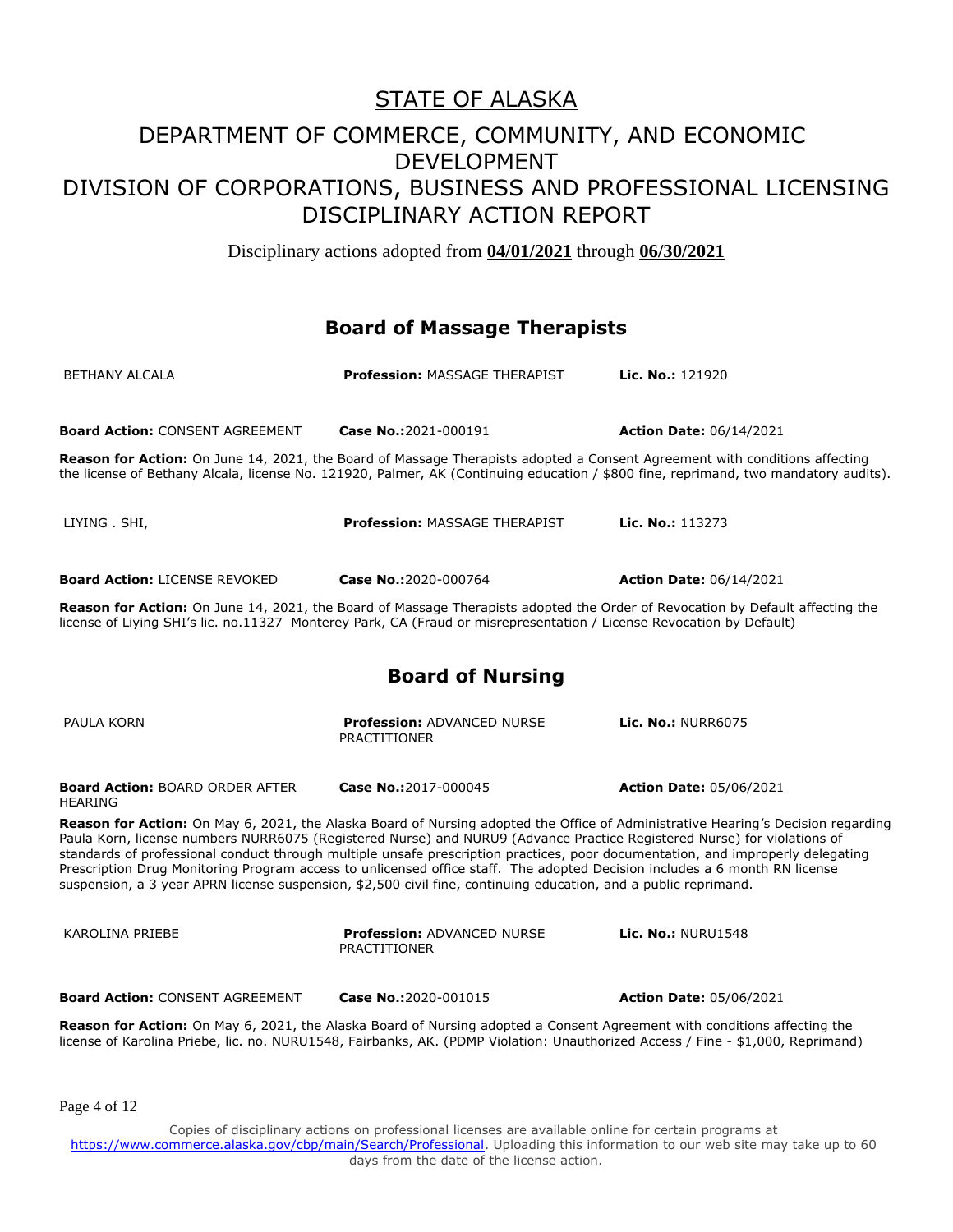# STATE OF ALASKA

## DEPARTMENT OF COMMERCE, COMMUNITY, AND ECONOMIC DEVELOPMENT
## DIVISION OF CORPORATIONS, BUSINESS AND PROFESSIONAL LICENSING
## DISCIPLINARY ACTION REPORT

Disciplinary actions adopted from **04/01/2021** through **06/30/2021**

### Board of Massage Therapists

BETHANY ALCALA | **Profession:** MASSAGE THERAPIST | **Lic. No.:** 121920

**Board Action:** CONSENT AGREEMENT | **Case No.:**2021-000191 | **Action Date:** 06/14/2021

**Reason for Action:** On June 14, 2021, the Board of Massage Therapists adopted a Consent Agreement with conditions affecting the license of Bethany Alcala, license No. 121920, Palmer, AK (Continuing education / $800 fine, reprimand, two mandatory audits).

LIYING . SHI, | **Profession:** MASSAGE THERAPIST | **Lic. No.:** 113273

**Board Action:** LICENSE REVOKED | **Case No.:**2020-000764 | **Action Date:** 06/14/2021

**Reason for Action:** On June 14, 2021, the Board of Massage Therapists adopted the Order of Revocation by Default affecting the license of Liying SHI's lic. no.11327 Monterey Park, CA (Fraud or misrepresentation / License Revocation by Default)

### Board of Nursing

PAULA KORN | **Profession:** ADVANCED NURSE PRACTITIONER | **Lic. No.:** NURR6075

**Board Action:** BOARD ORDER AFTER HEARING | **Case No.:**2017-000045 | **Action Date:** 05/06/2021

**Reason for Action:** On May 6, 2021, the Alaska Board of Nursing adopted the Office of Administrative Hearing's Decision regarding Paula Korn, license numbers NURR6075 (Registered Nurse) and NURU9 (Advance Practice Registered Nurse) for violations of standards of professional conduct through multiple unsafe prescription practices, poor documentation, and improperly delegating Prescription Drug Monitoring Program access to unlicensed office staff. The adopted Decision includes a 6 month RN license suspension, a 3 year APRN license suspension, $2,500 civil fine, continuing education, and a public reprimand.

KAROLINA PRIEBE | **Profession:** ADVANCED NURSE PRACTITIONER | **Lic. No.:** NURU1548

**Board Action:** CONSENT AGREEMENT | **Case No.:**2020-001015 | **Action Date:** 05/06/2021

**Reason for Action:** On May 6, 2021, the Alaska Board of Nursing adopted a Consent Agreement with conditions affecting the license of Karolina Priebe, lic. no. NURU1548, Fairbanks, AK. (PDMP Violation: Unauthorized Access / Fine - $1,000, Reprimand)

Copies of disciplinary actions on professional licenses are available online for certain programs at https://www.commerce.alaska.gov/cbp/main/Search/Professional. Uploading this information to our web site may take up to 60 days from the date of the license action.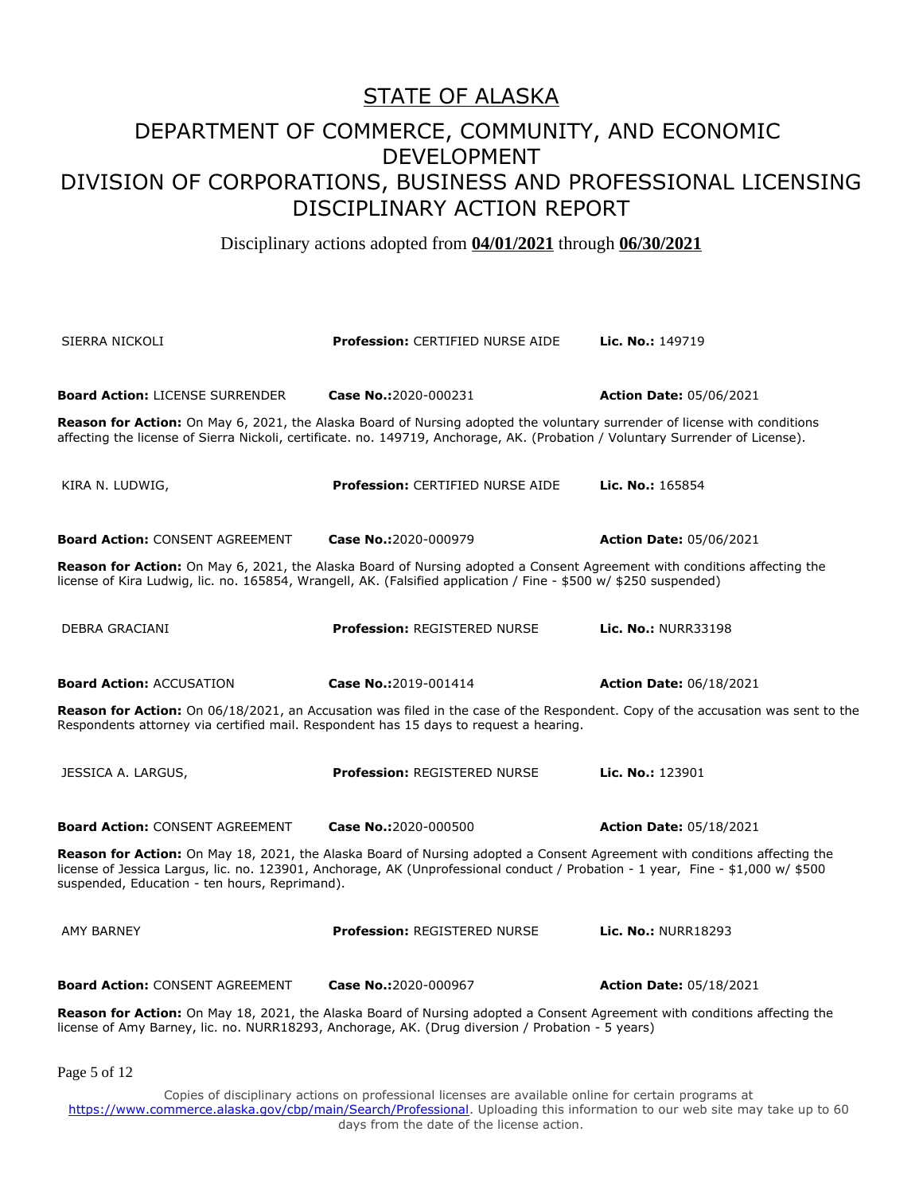# STATE OF ALASKA

## DEPARTMENT OF COMMERCE, COMMUNITY, AND ECONOMIC DEVELOPMENT

## DIVISION OF CORPORATIONS, BUSINESS AND PROFESSIONAL LICENSING

## DISCIPLINARY ACTION REPORT

Disciplinary actions adopted from **04/01/2021** through **06/30/2021**

SIERRA NICKOLI — **Profession:** CERTIFIED NURSE AIDE — **Lic. No.:** 149719

**Board Action:** LICENSE SURRENDER — **Case No.:**2020-000231 — **Action Date:** 05/06/2021

**Reason for Action:** On May 6, 2021, the Alaska Board of Nursing adopted the voluntary surrender of license with conditions affecting the license of Sierra Nickoli, certificate. no. 149719, Anchorage, AK. (Probation / Voluntary Surrender of License).

KIRA N. LUDWIG, — **Profession:** CERTIFIED NURSE AIDE — **Lic. No.:** 165854

**Board Action:** CONSENT AGREEMENT — **Case No.:**2020-000979 — **Action Date:** 05/06/2021

**Reason for Action:** On May 6, 2021, the Alaska Board of Nursing adopted a Consent Agreement with conditions affecting the license of Kira Ludwig, lic. no. 165854, Wrangell, AK. (Falsified application / Fine - $500 w/ $250 suspended)

DEBRA GRACIANI — **Profession:** REGISTERED NURSE — **Lic. No.:** NURR33198

**Board Action:** ACCUSATION — **Case No.:**2019-001414 — **Action Date:** 06/18/2021

**Reason for Action:** On 06/18/2021, an Accusation was filed in the case of the Respondent. Copy of the accusation was sent to the Respondents attorney via certified mail. Respondent has 15 days to request a hearing.

JESSICA A. LARGUS, — **Profession:** REGISTERED NURSE — **Lic. No.:** 123901

**Board Action:** CONSENT AGREEMENT — **Case No.:**2020-000500 — **Action Date:** 05/18/2021

**Reason for Action:** On May 18, 2021, the Alaska Board of Nursing adopted a Consent Agreement with conditions affecting the license of Jessica Largus, lic. no. 123901, Anchorage, AK (Unprofessional conduct / Probation - 1 year, Fine - $1,000 w/ $500 suspended, Education - ten hours, Reprimand).

AMY BARNEY — **Profession:** REGISTERED NURSE — **Lic. No.:** NURR18293

**Board Action:** CONSENT AGREEMENT — **Case No.:**2020-000967 — **Action Date:** 05/18/2021

**Reason for Action:** On May 18, 2021, the Alaska Board of Nursing adopted a Consent Agreement with conditions affecting the license of Amy Barney, lic. no. NURR18293, Anchorage, AK. (Drug diversion / Probation - 5 years)

Copies of disciplinary actions on professional licenses are available online for certain programs at https://www.commerce.alaska.gov/cbp/main/Search/Professional. Uploading this information to our web site may take up to 60 days from the date of the license action.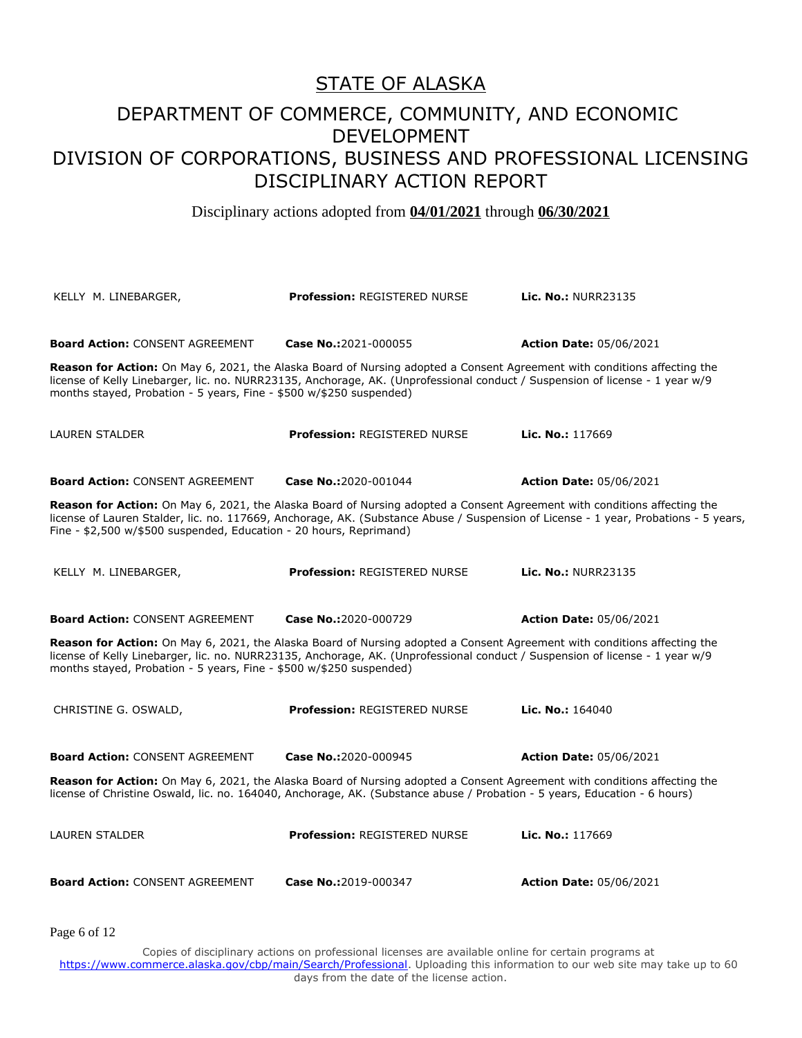# STATE OF ALASKA

## DEPARTMENT OF COMMERCE, COMMUNITY, AND ECONOMIC DEVELOPMENT

## DIVISION OF CORPORATIONS, BUSINESS AND PROFESSIONAL LICENSING

## DISCIPLINARY ACTION REPORT

Disciplinary actions adopted from **04/01/2021** through **06/30/2021**

KELLY M. LINEBARGER, **Profession:** REGISTERED NURSE **Lic. No.:** NURR23135

**Board Action:** CONSENT AGREEMENT **Case No.:**2021-000055 **Action Date:** 05/06/2021

**Reason for Action:** On May 6, 2021, the Alaska Board of Nursing adopted a Consent Agreement with conditions affecting the license of Kelly Linebarger, lic. no. NURR23135, Anchorage, AK. (Unprofessional conduct / Suspension of license - 1 year w/9 months stayed, Probation - 5 years, Fine - $500 w/$250 suspended)

LAUREN STALDER **Profession:** REGISTERED NURSE **Lic. No.:** 117669

**Board Action:** CONSENT AGREEMENT **Case No.:**2020-001044 **Action Date:** 05/06/2021

**Reason for Action:** On May 6, 2021, the Alaska Board of Nursing adopted a Consent Agreement with conditions affecting the license of Lauren Stalder, lic. no. 117669, Anchorage, AK. (Substance Abuse / Suspension of License - 1 year, Probations - 5 years, Fine - $2,500 w/$500 suspended, Education - 20 hours, Reprimand)

KELLY M. LINEBARGER, **Profession:** REGISTERED NURSE **Lic. No.:** NURR23135

**Board Action:** CONSENT AGREEMENT **Case No.:**2020-000729 **Action Date:** 05/06/2021

**Reason for Action:** On May 6, 2021, the Alaska Board of Nursing adopted a Consent Agreement with conditions affecting the license of Kelly Linebarger, lic. no. NURR23135, Anchorage, AK. (Unprofessional conduct / Suspension of license - 1 year w/9 months stayed, Probation - 5 years, Fine - $500 w/$250 suspended)

CHRISTINE G. OSWALD, **Profession:** REGISTERED NURSE **Lic. No.:** 164040

**Board Action:** CONSENT AGREEMENT **Case No.:**2020-000945 **Action Date:** 05/06/2021

**Reason for Action:** On May 6, 2021, the Alaska Board of Nursing adopted a Consent Agreement with conditions affecting the license of Christine Oswald, lic. no. 164040, Anchorage, AK. (Substance abuse / Probation - 5 years, Education - 6 hours)

LAUREN STALDER **Profession:** REGISTERED NURSE **Lic. No.:** 117669

**Board Action:** CONSENT AGREEMENT **Case No.:**2019-000347 **Action Date:** 05/06/2021

Copies of disciplinary actions on professional licenses are available online for certain programs at https://www.commerce.alaska.gov/cbp/main/Search/Professional. Uploading this information to our web site may take up to 60 days from the date of the license action.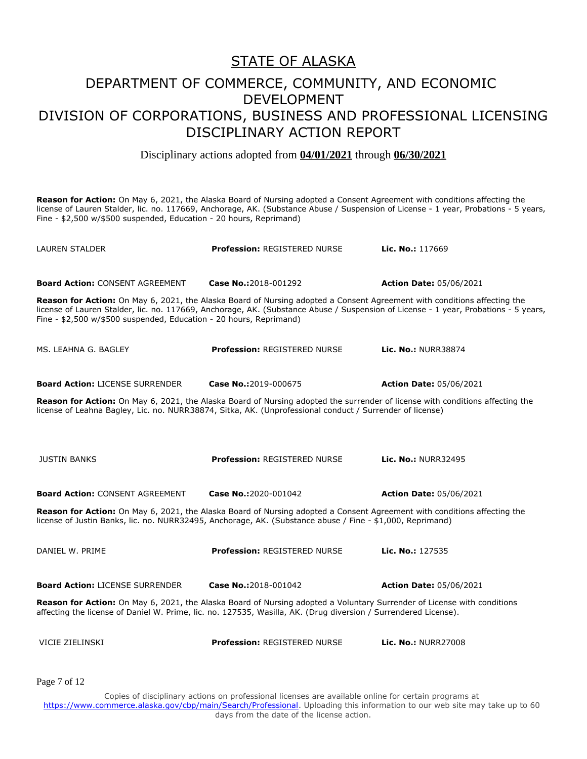# STATE OF ALASKA

## DEPARTMENT OF COMMERCE, COMMUNITY, AND ECONOMIC DEVELOPMENT
## DIVISION OF CORPORATIONS, BUSINESS AND PROFESSIONAL LICENSING
## DISCIPLINARY ACTION REPORT

Disciplinary actions adopted from **04/01/2021** through **06/30/2021**

**Reason for Action:** On May 6, 2021, the Alaska Board of Nursing adopted a Consent Agreement with conditions affecting the license of Lauren Stalder, lic. no. 117669, Anchorage, AK. (Substance Abuse / Suspension of License - 1 year, Probations - 5 years, Fine - $2,500 w/$500 suspended, Education - 20 hours, Reprimand)

| | | |
|---|---|---|
| LAUREN STALDER | **Profession:** REGISTERED NURSE | **Lic. No.:** 117669 |
| **Board Action:** CONSENT AGREEMENT | **Case No.:** 2018-001292 | **Action Date:** 05/06/2021 |

**Reason for Action:** On May 6, 2021, the Alaska Board of Nursing adopted a Consent Agreement with conditions affecting the license of Lauren Stalder, lic. no. 117669, Anchorage, AK. (Substance Abuse / Suspension of License - 1 year, Probations - 5 years, Fine - $2,500 w/$500 suspended, Education - 20 hours, Reprimand)

| | | |
|---|---|---|
| MS. LEAHNA G. BAGLEY | **Profession:** REGISTERED NURSE | **Lic. No.:** NURR38874 |
| **Board Action:** LICENSE SURRENDER | **Case No.:** 2019-000675 | **Action Date:** 05/06/2021 |

**Reason for Action:** On May 6, 2021, the Alaska Board of Nursing adopted the surrender of license with conditions affecting the license of Leahna Bagley, Lic. no. NURR38874, Sitka, AK. (Unprofessional conduct / Surrender of license)

| | | |
|---|---|---|
| JUSTIN BANKS | **Profession:** REGISTERED NURSE | **Lic. No.:** NURR32495 |
| **Board Action:** CONSENT AGREEMENT | **Case No.:** 2020-001042 | **Action Date:** 05/06/2021 |

**Reason for Action:** On May 6, 2021, the Alaska Board of Nursing adopted a Consent Agreement with conditions affecting the license of Justin Banks, lic. no. NURR32495, Anchorage, AK. (Substance abuse / Fine - $1,000, Reprimand)

| | | |
|---|---|---|
| DANIEL W. PRIME | **Profession:** REGISTERED NURSE | **Lic. No.:** 127535 |
| **Board Action:** LICENSE SURRENDER | **Case No.:** 2018-001042 | **Action Date:** 05/06/2021 |

**Reason for Action:** On May 6, 2021, the Alaska Board of Nursing adopted a Voluntary Surrender of License with conditions affecting the license of Daniel W. Prime, lic. no. 127535, Wasilla, AK. (Drug diversion / Surrendered License).

| | | |
|---|---|---|
| VICIE ZIELINSKI | **Profession:** REGISTERED NURSE | **Lic. No.:** NURR27008 |

Copies of disciplinary actions on professional licenses are available online for certain programs at https://www.commerce.alaska.gov/cbp/main/Search/Professional. Uploading this information to our web site may take up to 60 days from the date of the license action.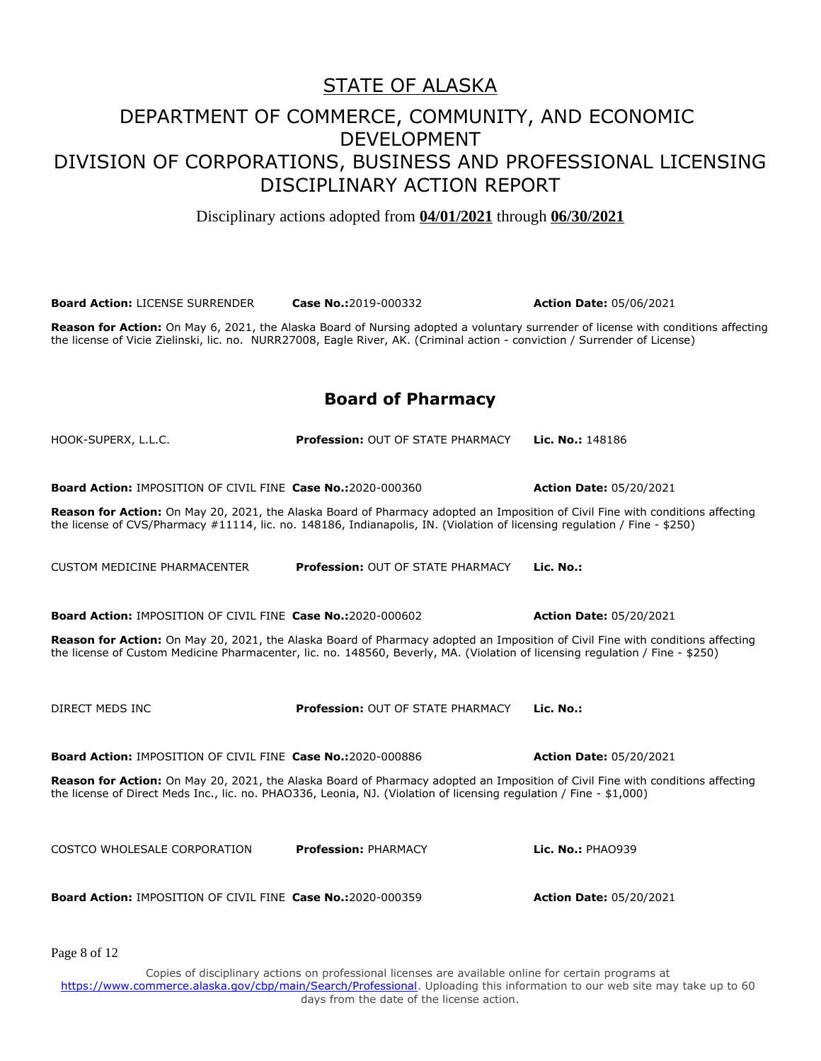# STATE OF ALASKA

## DEPARTMENT OF COMMERCE, COMMUNITY, AND ECONOMIC DEVELOPMENT
## DIVISION OF CORPORATIONS, BUSINESS AND PROFESSIONAL LICENSING
## DISCIPLINARY ACTION REPORT

Disciplinary actions adopted from **04/01/2021** through **06/30/2021**

**Board Action:** LICENSE SURRENDER **Case No.:**2019-000332 **Action Date:** 05/06/2021

**Reason for Action:** On May 6, 2021, the Alaska Board of Nursing adopted a voluntary surrender of license with conditions affecting the license of Vicie Zielinski, lic. no. NURR27008, Eagle River, AK. (Criminal action - conviction / Surrender of License)

## Board of Pharmacy

HOOK-SUPERX, L.L.C. **Profession:** OUT OF STATE PHARMACY **Lic. No.:** 148186

**Board Action:** IMPOSITION OF CIVIL FINE **Case No.:**2020-000360 **Action Date:** 05/20/2021

**Reason for Action:** On May 20, 2021, the Alaska Board of Pharmacy adopted an Imposition of Civil Fine with conditions affecting the license of CVS/Pharmacy #11114, lic. no. 148186, Indianapolis, IN. (Violation of licensing regulation / Fine - $250)

CUSTOM MEDICINE PHARMACENTER **Profession:** OUT OF STATE PHARMACY **Lic. No.:**

**Board Action:** IMPOSITION OF CIVIL FINE **Case No.:**2020-000602 **Action Date:** 05/20/2021

**Reason for Action:** On May 20, 2021, the Alaska Board of Pharmacy adopted an Imposition of Civil Fine with conditions affecting the license of Custom Medicine Pharmacenter, lic. no. 148560, Beverly, MA. (Violation of licensing regulation / Fine - $250)

DIRECT MEDS INC **Profession:** OUT OF STATE PHARMACY **Lic. No.:**

**Board Action:** IMPOSITION OF CIVIL FINE **Case No.:**2020-000886 **Action Date:** 05/20/2021

**Reason for Action:** On May 20, 2021, the Alaska Board of Pharmacy adopted an Imposition of Civil Fine with conditions affecting the license of Direct Meds Inc., lic. no. PHAO336, Leonia, NJ. (Violation of licensing regulation / Fine - $1,000)

COSTCO WHOLESALE CORPORATION **Profession:** PHARMACY **Lic. No.:** PHAO939

**Board Action:** IMPOSITION OF CIVIL FINE **Case No.:**2020-000359 **Action Date:** 05/20/2021

Copies of disciplinary actions on professional licenses are available online for certain programs at https://www.commerce.alaska.gov/cbp/main/Search/Professional. Uploading this information to our web site may take up to 60 days from the date of the license action.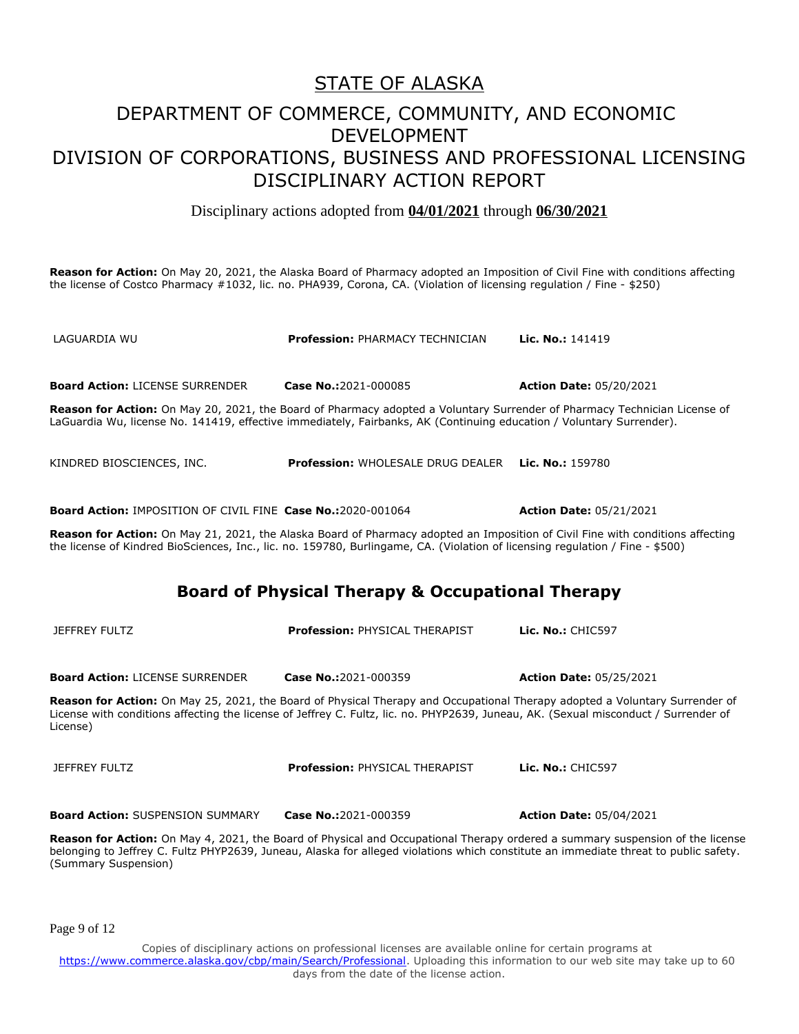**Reason for Action:** On May 20, 2021, the Alaska Board of Pharmacy adopted an Imposition of Civil Fine with conditions affecting the license of Costco Pharmacy #1032, lic. no. PHA939, Corona, CA. (Violation of licensing regulation / Fine - $250)

LAGUARDIA WU **Profession:** PHARMACY TECHNICIAN **Lic. No.:** 141419

**Board Action:** LICENSE SURRENDER **Case No.:**2021-000085 **Action Date:** 05/20/2021

**Reason for Action:** On May 20, 2021, the Board of Pharmacy adopted a Voluntary Surrender of Pharmacy Technician License of LaGuardia Wu, license No. 141419, effective immediately, Fairbanks, AK (Continuing education / Voluntary Surrender).

KINDRED BIOSCIENCES, INC. **Profession:** WHOLESALE DRUG DEALER **Lic. No.:** 159780

**Board Action:** IMPOSITION OF CIVIL FINE **Case No.:**2020-001064 **Action Date:** 05/21/2021

**Reason for Action:** On May 21, 2021, the Alaska Board of Pharmacy adopted an Imposition of Civil Fine with conditions affecting the license of Kindred BioSciences, Inc., lic. no. 159780, Burlingame, CA. (Violation of licensing regulation / Fine - $500)

## Board of Physical Therapy & Occupational Therapy

JEFFREY FULTZ **Profession:** PHYSICAL THERAPIST **Lic. No.:** CHIC597

**Board Action:** LICENSE SURRENDER **Case No.:**2021-000359 **Action Date:** 05/25/2021

**Reason for Action:** On May 25, 2021, the Board of Physical Therapy and Occupational Therapy adopted a Voluntary Surrender of License with conditions affecting the license of Jeffrey C. Fultz, lic. no. PHYP2639, Juneau, AK. (Sexual misconduct / Surrender of License)

JEFFREY FULTZ **Profession:** PHYSICAL THERAPIST **Lic. No.:** CHIC597

**Board Action:** SUSPENSION SUMMARY **Case No.:**2021-000359 **Action Date:** 05/04/2021

**Reason for Action:** On May 4, 2021, the Board of Physical and Occupational Therapy ordered a summary suspension of the license belonging to Jeffrey C. Fultz PHYP2639, Juneau, Alaska for alleged violations which constitute an immediate threat to public safety. (Summary Suspension)

Copies of disciplinary actions on professional licenses are available online for certain programs at https://www.commerce.alaska.gov/cbp/main/Search/Professional. Uploading this information to our web site may take up to 60 days from the date of the license action.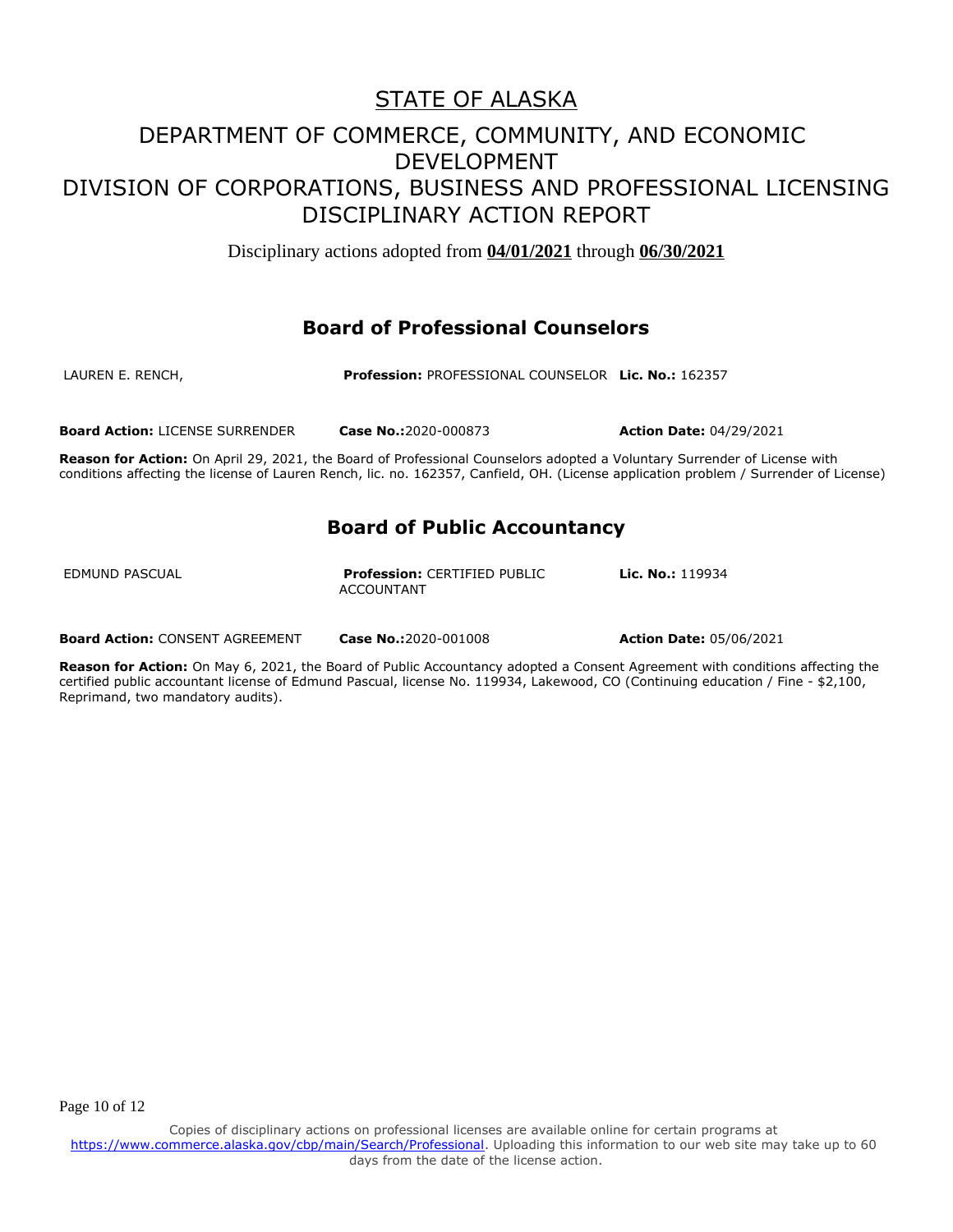# STATE OF ALASKA

## DEPARTMENT OF COMMERCE, COMMUNITY, AND ECONOMIC DEVELOPMENT

## DIVISION OF CORPORATIONS, BUSINESS AND PROFESSIONAL LICENSING

## DISCIPLINARY ACTION REPORT

Disciplinary actions adopted from **04/01/2021** through **06/30/2021**

### Board of Professional Counselors

LAUREN E. RENCH, **Profession:** PROFESSIONAL COUNSELOR **Lic. No.:** 162357

**Board Action:** LICENSE SURRENDER **Case No.:**2020-000873 **Action Date:** 04/29/2021

**Reason for Action:** On April 29, 2021, the Board of Professional Counselors adopted a Voluntary Surrender of License with conditions affecting the license of Lauren Rench, lic. no. 162357, Canfield, OH. (License application problem / Surrender of License)

### Board of Public Accountancy

EDMUND PASCUAL **Profession:** CERTIFIED PUBLIC ACCOUNTANT **Lic. No.:** 119934

**Board Action:** CONSENT AGREEMENT **Case No.:**2020-001008 **Action Date:** 05/06/2021

**Reason for Action:** On May 6, 2021, the Board of Public Accountancy adopted a Consent Agreement with conditions affecting the certified public accountant license of Edmund Pascual, license No. 119934, Lakewood, CO (Continuing education / Fine - $2,100, Reprimand, two mandatory audits).

Copies of disciplinary actions on professional licenses are available online for certain programs at https://www.commerce.alaska.gov/cbp/main/Search/Professional. Uploading this information to our web site may take up to 60 days from the date of the license action.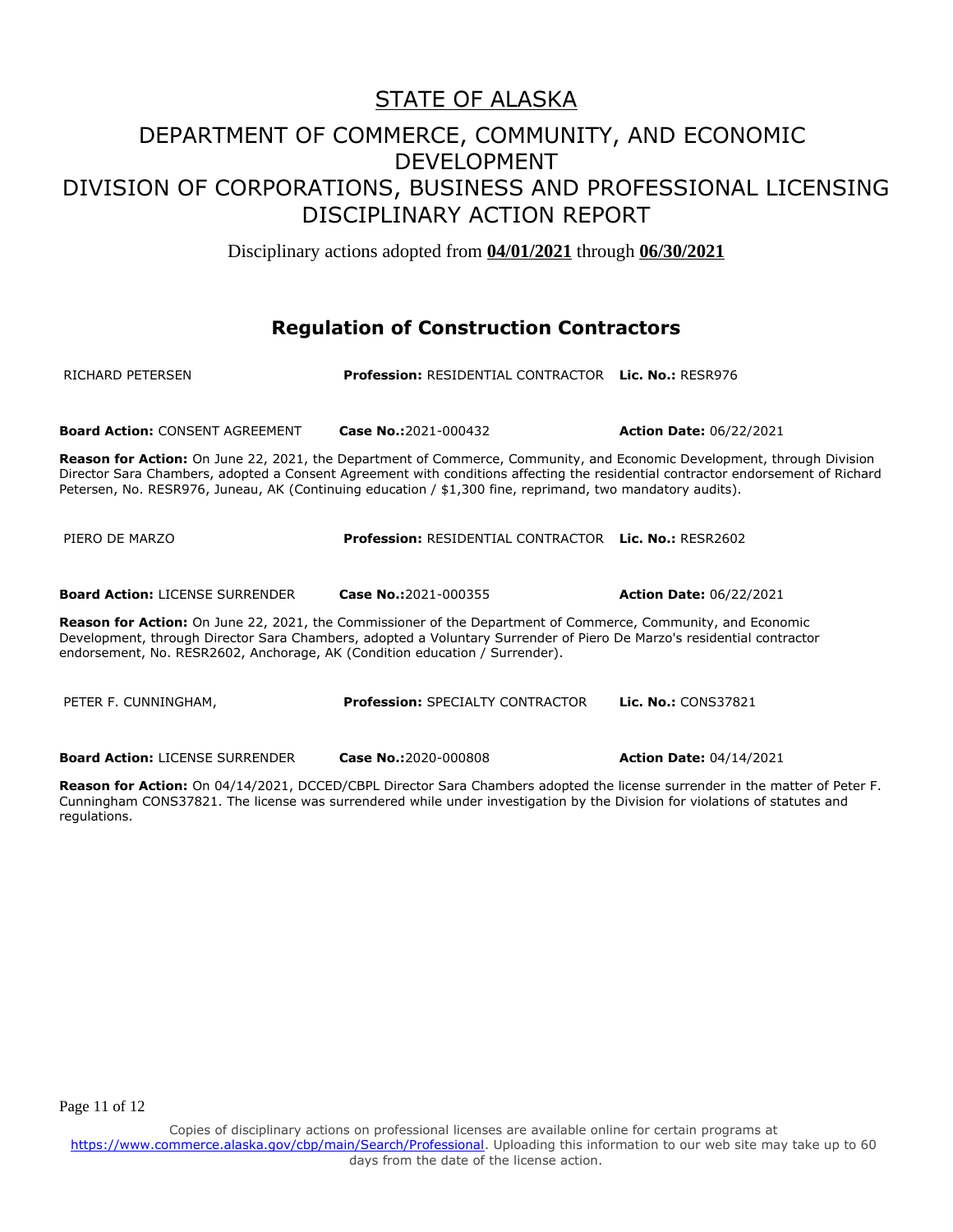# STATE OF ALASKA

## DEPARTMENT OF COMMERCE, COMMUNITY, AND ECONOMIC DEVELOPMENT
## DIVISION OF CORPORATIONS, BUSINESS AND PROFESSIONAL LICENSING
## DISCIPLINARY ACTION REPORT

Disciplinary actions adopted from **04/01/2021** through **06/30/2021**

### Regulation of Construction Contractors

RICHARD PETERSEN **Profession:** RESIDENTIAL CONTRACTOR **Lic. No.:** RESR976

**Board Action:** CONSENT AGREEMENT **Case No.:**2021-000432 **Action Date:** 06/22/2021

**Reason for Action:** On June 22, 2021, the Department of Commerce, Community, and Economic Development, through Division Director Sara Chambers, adopted a Consent Agreement with conditions affecting the residential contractor endorsement of Richard Petersen, No. RESR976, Juneau, AK (Continuing education / $1,300 fine, reprimand, two mandatory audits).

PIERO DE MARZO **Profession:** RESIDENTIAL CONTRACTOR **Lic. No.:** RESR2602

**Board Action:** LICENSE SURRENDER **Case No.:**2021-000355 **Action Date:** 06/22/2021

**Reason for Action:** On June 22, 2021, the Commissioner of the Department of Commerce, Community, and Economic Development, through Director Sara Chambers, adopted a Voluntary Surrender of Piero De Marzo's residential contractor endorsement, No. RESR2602, Anchorage, AK (Condition education / Surrender).

PETER F. CUNNINGHAM, **Profession:** SPECIALTY CONTRACTOR **Lic. No.:** CONS37821

**Board Action:** LICENSE SURRENDER **Case No.:**2020-000808 **Action Date:** 04/14/2021

**Reason for Action:** On 04/14/2021, DCCED/CBPL Director Sara Chambers adopted the license surrender in the matter of Peter F. Cunningham CONS37821. The license was surrendered while under investigation by the Division for violations of statutes and regulations.

Copies of disciplinary actions on professional licenses are available online for certain programs at https://www.commerce.alaska.gov/cbp/main/Search/Professional. Uploading this information to our web site may take up to 60 days from the date of the license action.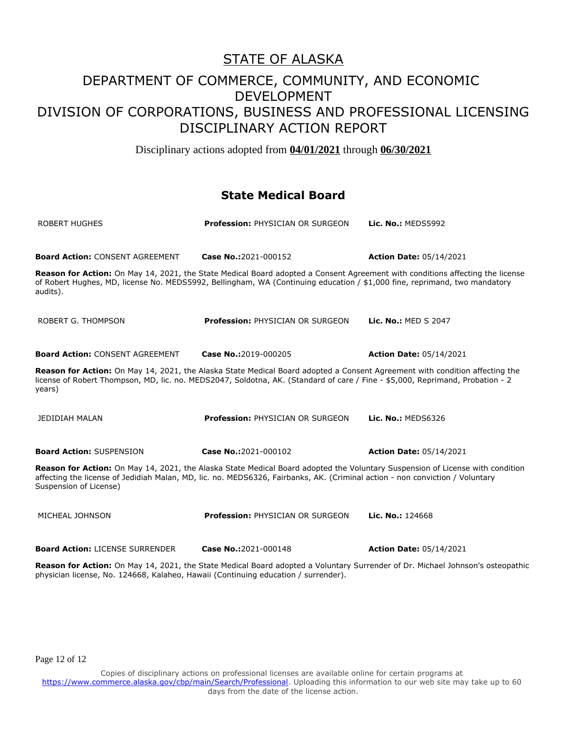# STATE OF ALASKA

## DEPARTMENT OF COMMERCE, COMMUNITY, AND ECONOMIC DEVELOPMENT
## DIVISION OF CORPORATIONS, BUSINESS AND PROFESSIONAL LICENSING
## DISCIPLINARY ACTION REPORT

Disciplinary actions adopted from **04/01/2021** through **06/30/2021**

### State Medical Board

ROBERT HUGHES **Profession:** PHYSICIAN OR SURGEON **Lic. No.:** MEDS5992

**Board Action:** CONSENT AGREEMENT **Case No.:**2021-000152 **Action Date:** 05/14/2021

**Reason for Action:** On May 14, 2021, the State Medical Board adopted a Consent Agreement with conditions affecting the license of Robert Hughes, MD, license No. MEDS5992, Bellingham, WA (Continuing education / $1,000 fine, reprimand, two mandatory audits).

ROBERT G. THOMPSON **Profession:** PHYSICIAN OR SURGEON **Lic. No.:** MED S 2047

**Board Action:** CONSENT AGREEMENT **Case No.:**2019-000205 **Action Date:** 05/14/2021

**Reason for Action:** On May 14, 2021, the Alaska State Medical Board adopted a Consent Agreement with condition affecting the license of Robert Thompson, MD, lic. no. MEDS2047, Soldotna, AK. (Standard of care / Fine - $5,000, Reprimand, Probation - 2 years)

JEDIDIAH MALAN **Profession:** PHYSICIAN OR SURGEON **Lic. No.:** MEDS6326

**Board Action:** SUSPENSION **Case No.:**2021-000102 **Action Date:** 05/14/2021

**Reason for Action:** On May 14, 2021, the Alaska State Medical Board adopted the Voluntary Suspension of License with condition affecting the license of Jedidiah Malan, MD, lic. no. MEDS6326, Fairbanks, AK. (Criminal action - non conviction / Voluntary Suspension of License)

MICHEAL JOHNSON **Profession:** PHYSICIAN OR SURGEON **Lic. No.:** 124668

**Board Action:** LICENSE SURRENDER **Case No.:**2021-000148 **Action Date:** 05/14/2021

**Reason for Action:** On May 14, 2021, the State Medical Board adopted a Voluntary Surrender of Dr. Michael Johnson's osteopathic physician license, No. 124668, Kalaheo, Hawaii (Continuing education / surrender).

Copies of disciplinary actions on professional licenses are available online for certain programs at https://www.commerce.alaska.gov/cbp/main/Search/Professional. Uploading this information to our web site may take up to 60 days from the date of the license action.